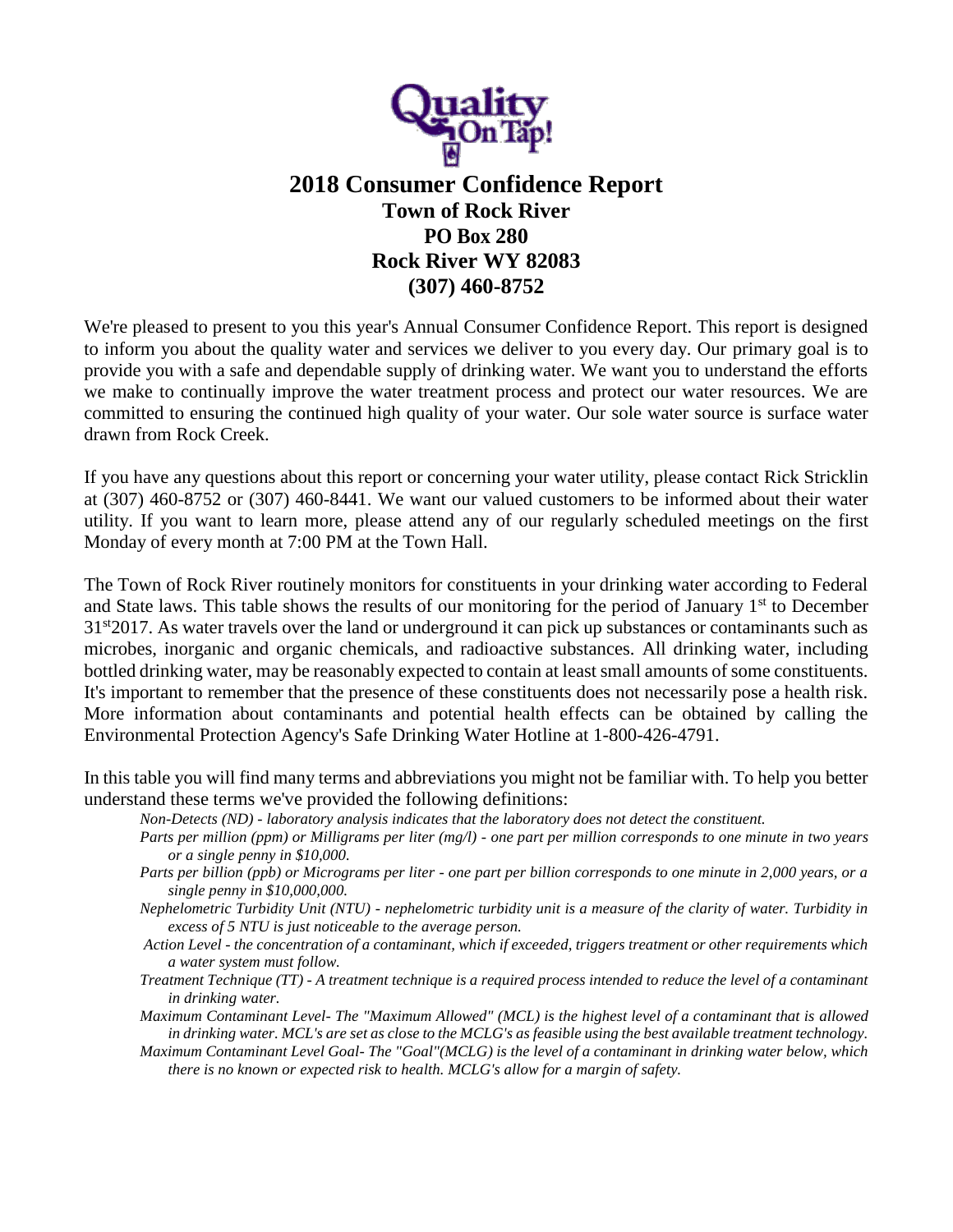# 2018 Consumer Confidence Report

## Town of Rock River
## PO Box 280
## Rock River WY 82083
## (307) 460-8752

We're pleased to present to you this year's Annual Consumer Confidence Report. This report is designed to inform you about the quality water and services we deliver to you every day. Our primary goal is to provide you with a safe and dependable supply of drinking water. We want you to understand the efforts we make to continually improve the water treatment process and protect our water resources. We are committed to ensuring the continued high quality of your water. Our sole water source is surface water drawn from Rock Creek.

If you have any questions about this report or concerning your water utility, please contact Rick Stricklin at (307) 460-8752 or (307) 460-8441. We want our valued customers to be informed about their water utility. If you want to learn more, please attend any of our regularly scheduled meetings on the first Monday of every month at 7:00 PM at the Town Hall.

The Town of Rock River routinely monitors for constituents in your drinking water according to Federal and State laws. This table shows the results of our monitoring for the period of January 1st to December 31st2017. As water travels over the land or underground it can pick up substances or contaminants such as microbes, inorganic and organic chemicals, and radioactive substances. All drinking water, including bottled drinking water, may be reasonably expected to contain at least small amounts of some constituents. It's important to remember that the presence of these constituents does not necessarily pose a health risk. More information about contaminants and potential health effects can be obtained by calling the Environmental Protection Agency's Safe Drinking Water Hotline at 1-800-426-4791.

In this table you will find many terms and abbreviations you might not be familiar with. To help you better understand these terms we've provided the following definitions:

*Non-Detects (ND) - laboratory analysis indicates that the laboratory does not detect the constituent.*

*Parts per million (ppm) or Milligrams per liter (mg/l) - one part per million corresponds to one minute in two years or a single penny in $10,000.*

*Parts per billion (ppb) or Micrograms per liter - one part per billion corresponds to one minute in 2,000 years, or a single penny in $10,000,000.*

*Nephelometric Turbidity Unit (NTU) - nephelometric turbidity unit is a measure of the clarity of water. Turbidity in excess of 5 NTU is just noticeable to the average person.*

*Action Level - the concentration of a contaminant, which if exceeded, triggers treatment or other requirements which a water system must follow.*

*Treatment Technique (TT) - A treatment technique is a required process intended to reduce the level of a contaminant in drinking water.*

*Maximum Contaminant Level- The "Maximum Allowed" (MCL) is the highest level of a contaminant that is allowed in drinking water. MCL's are set as close to the MCLG's as feasible using the best available treatment technology.*

*Maximum Contaminant Level Goal- The "Goal"(MCLG) is the level of a contaminant in drinking water below, which there is no known or expected risk to health. MCLG's allow for a margin of safety.*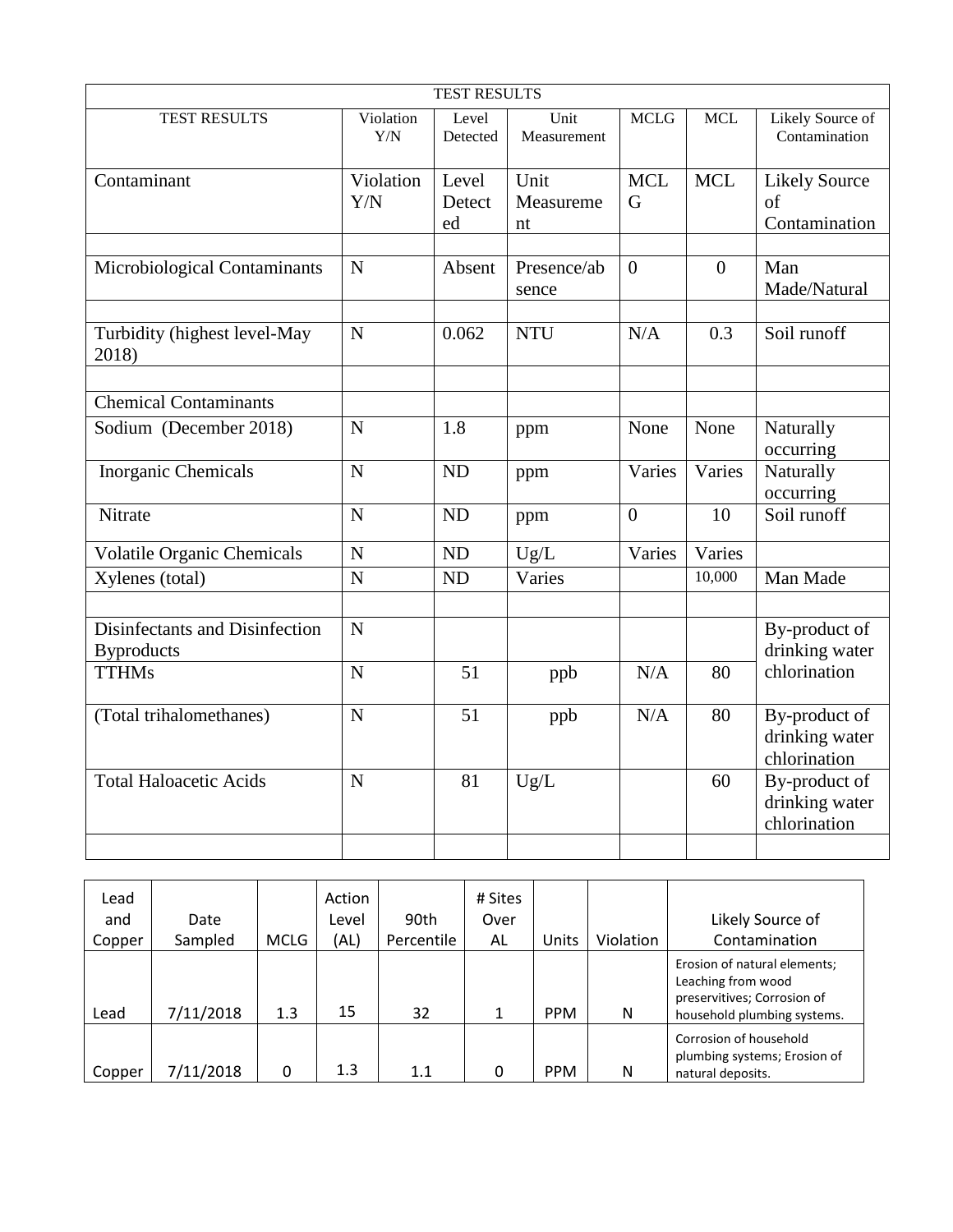| TEST RESULTS | | | | | | |
|---|---|---|---|---|---|---|
| TEST RESULTS | Violation Y/N | Level Detected | Unit Measurement | MCLG | MCL | Likely Source of Contamination |
| Contaminant | Violation Y/N | Level Detected | Unit Measurement | MCLG | MCL | Likely Source of Contamination |
| | | | | | | |
| Microbiological Contaminants | N | Absent | Presence/absence | 0 | 0 | Man Made/Natural |
| | | | | | | |
| Turbidity (highest level-May 2018) | N | 0.062 | NTU | N/A | 0.3 | Soil runoff |
| | | | | | | |
| Chemical Contaminants | | | | | | |
| Sodium (December 2018) | N | 1.8 | ppm | None | None | Naturally occurring |
| Inorganic Chemicals | N | ND | ppm | Varies | Varies | Naturally occurring |
| Nitrate | N | ND | ppm | 0 | 10 | Soil runoff |
| Volatile Organic Chemicals | N | ND | Ug/L | Varies | Varies | |
| Xylenes (total) | N | ND | Varies | | 10,000 | Man Made |
| | | | | | | |
| Disinfectants and Disinfection Byproducts | N | | | | | By-product of drinking water chlorination |
| TTHMs | N | 51 | ppb | N/A | 80 | |
| (Total trihalomethanes) | N | 51 | ppb | N/A | 80 | By-product of drinking water chlorination |
| Total Haloacetic Acids | N | 81 | Ug/L | | 60 | By-product of drinking water chlorination |
| | | | | | | |

| Lead and Copper | Date Sampled | MCLG | Action Level (AL) | 90th Percentile | # Sites Over AL | Units | Violation | Likely Source of Contamination |
|---|---|---|---|---|---|---|---|---|
| Lead | 7/11/2018 | 1.3 | 15 | 32 | 1 | PPM | N | Erosion of natural elements; Leaching from wood preservitives; Corrosion of household plumbing systems. |
| Copper | 7/11/2018 | 0 | 1.3 | 1.1 | 0 | PPM | N | Corrosion of household plumbing systems; Erosion of natural deposits. |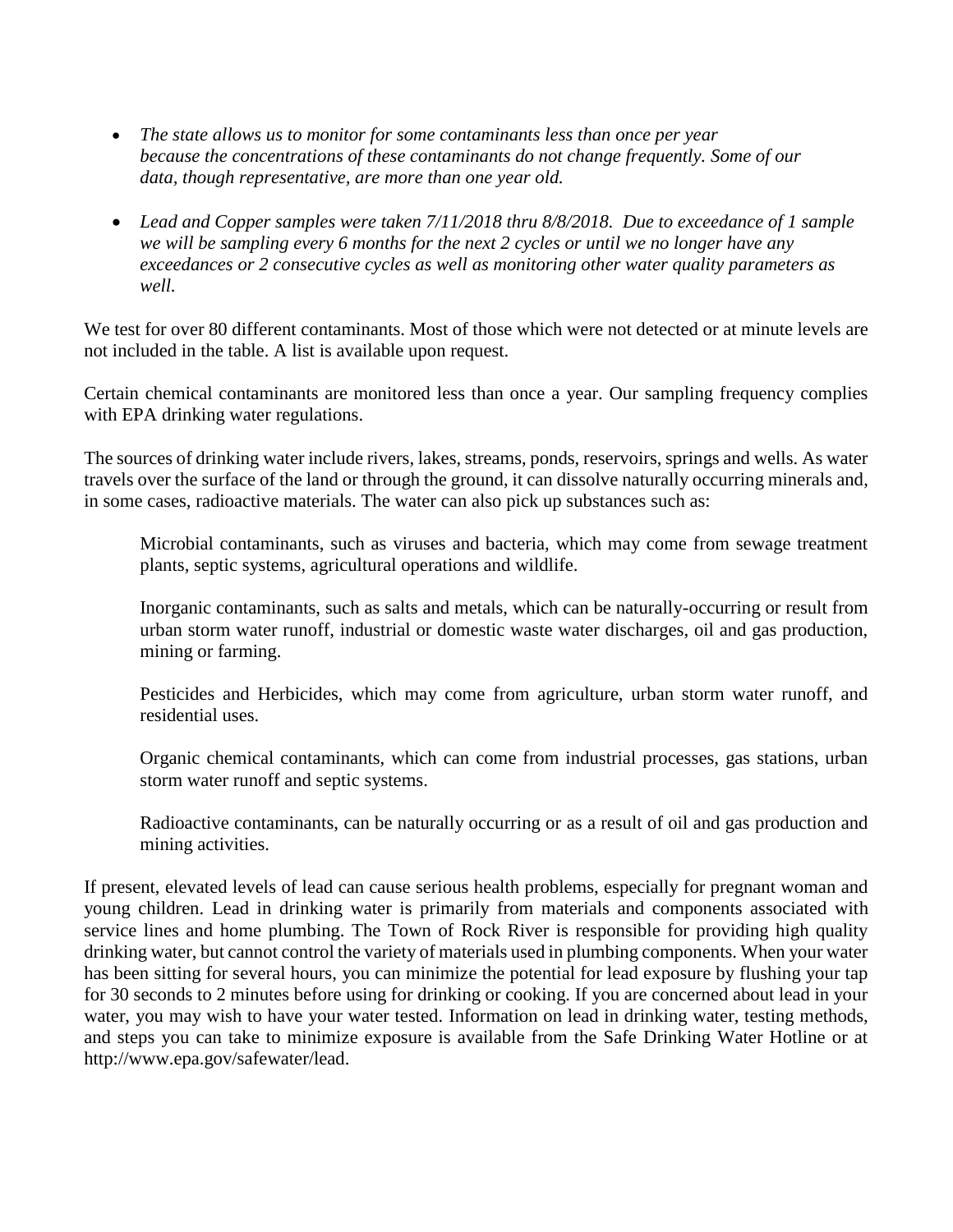- *The state allows us to monitor for some contaminants less than once per year because the concentrations of these contaminants do not change frequently. Some of our data, though representative, are more than one year old.*

- *Lead and Copper samples were taken 7/11/2018 thru 8/8/2018. Due to exceedance of 1 sample we will be sampling every 6 months for the next 2 cycles or until we no longer have any exceedances or 2 consecutive cycles as well as monitoring other water quality parameters as well.*

We test for over 80 different contaminants. Most of those which were not detected or at minute levels are not included in the table. A list is available upon request.

Certain chemical contaminants are monitored less than once a year. Our sampling frequency complies with EPA drinking water regulations.

The sources of drinking water include rivers, lakes, streams, ponds, reservoirs, springs and wells. As water travels over the surface of the land or through the ground, it can dissolve naturally occurring minerals and, in some cases, radioactive materials. The water can also pick up substances such as:

> Microbial contaminants, such as viruses and bacteria, which may come from sewage treatment plants, septic systems, agricultural operations and wildlife.
>
> Inorganic contaminants, such as salts and metals, which can be naturally-occurring or result from urban storm water runoff, industrial or domestic waste water discharges, oil and gas production, mining or farming.
>
> Pesticides and Herbicides, which may come from agriculture, urban storm water runoff, and residential uses.
>
> Organic chemical contaminants, which can come from industrial processes, gas stations, urban storm water runoff and septic systems.
>
> Radioactive contaminants, can be naturally occurring or as a result of oil and gas production and mining activities.

If present, elevated levels of lead can cause serious health problems, especially for pregnant woman and young children. Lead in drinking water is primarily from materials and components associated with service lines and home plumbing. The Town of Rock River is responsible for providing high quality drinking water, but cannot control the variety of materials used in plumbing components. When your water has been sitting for several hours, you can minimize the potential for lead exposure by flushing your tap for 30 seconds to 2 minutes before using for drinking or cooking. If you are concerned about lead in your water, you may wish to have your water tested. Information on lead in drinking water, testing methods, and steps you can take to minimize exposure is available from the Safe Drinking Water Hotline or at http://www.epa.gov/safewater/lead.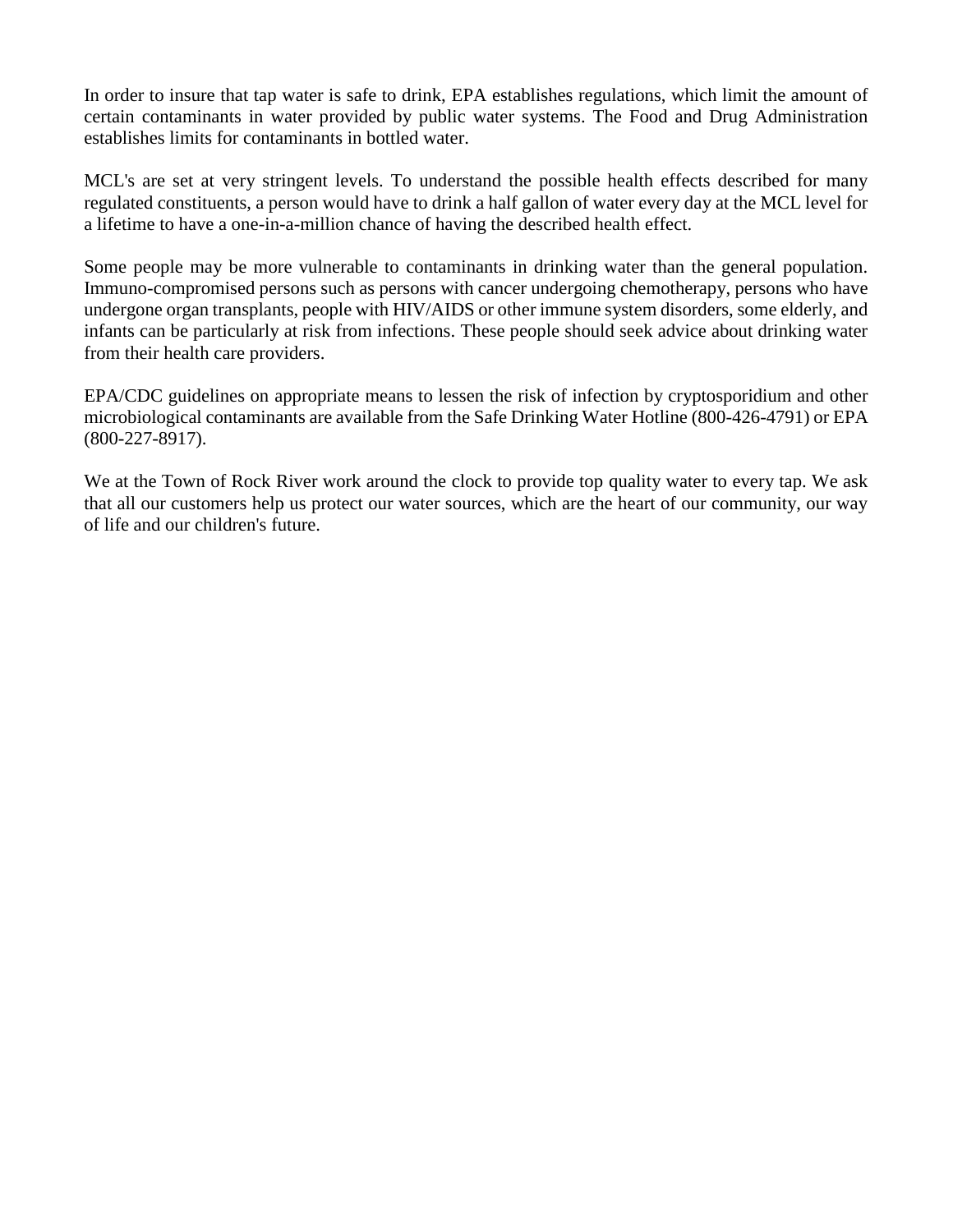In order to insure that tap water is safe to drink, EPA establishes regulations, which limit the amount of certain contaminants in water provided by public water systems. The Food and Drug Administration establishes limits for contaminants in bottled water.

MCL's are set at very stringent levels. To understand the possible health effects described for many regulated constituents, a person would have to drink a half gallon of water every day at the MCL level for a lifetime to have a one-in-a-million chance of having the described health effect.

Some people may be more vulnerable to contaminants in drinking water than the general population. Immuno-compromised persons such as persons with cancer undergoing chemotherapy, persons who have undergone organ transplants, people with HIV/AIDS or other immune system disorders, some elderly, and infants can be particularly at risk from infections. These people should seek advice about drinking water from their health care providers.

EPA/CDC guidelines on appropriate means to lessen the risk of infection by cryptosporidium and other microbiological contaminants are available from the Safe Drinking Water Hotline (800-426-4791) or EPA (800-227-8917).

We at the Town of Rock River work around the clock to provide top quality water to every tap. We ask that all our customers help us protect our water sources, which are the heart of our community, our way of life and our children's future.